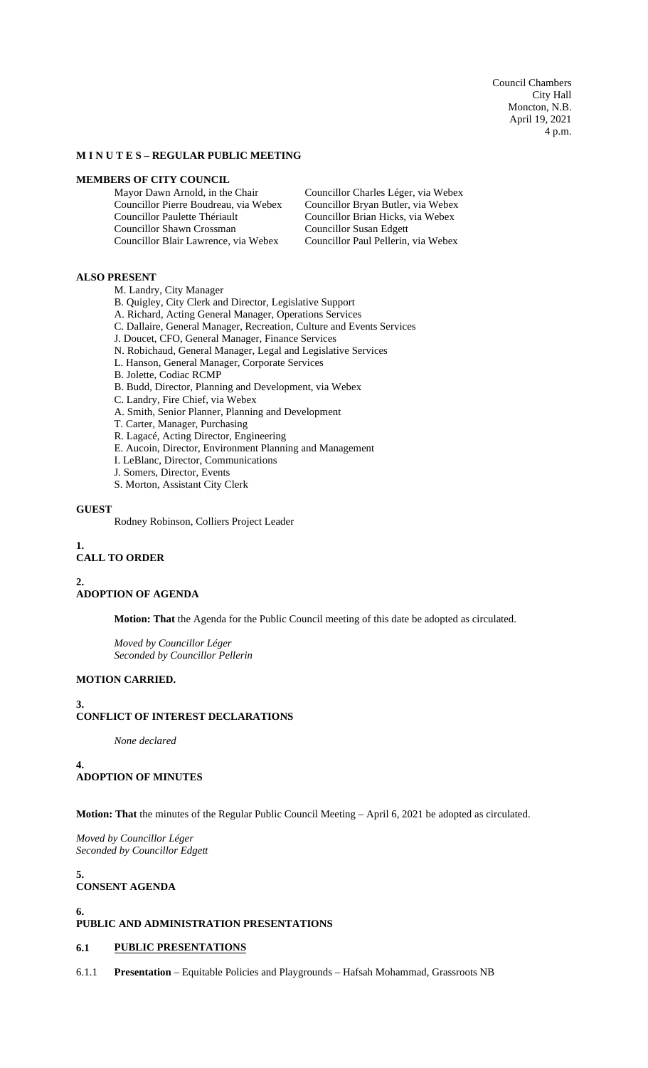Council Chambers
City Hall
Moncton, N.B.
April 19, 2021
4 p.m.

**M I N U T E S – REGULAR PUBLIC MEETING**

**MEMBERS OF CITY COUNCIL**

Mayor Dawn Arnold, in the Chair
Councillor Pierre Boudreau, via Webex
Councillor Paulette Thériault
Councillor Shawn Crossman
Councillor Blair Lawrence, via Webex
Councillor Charles Léger, via Webex
Councillor Bryan Butler, via Webex
Councillor Brian Hicks, via Webex
Councillor Susan Edgett
Councillor Paul Pellerin, via Webex

**ALSO PRESENT**

M. Landry, City Manager
B. Quigley, City Clerk and Director, Legislative Support
A. Richard, Acting General Manager, Operations Services
C. Dallaire, General Manager, Recreation, Culture and Events Services
J. Doucet, CFO, General Manager, Finance Services
N. Robichaud, General Manager, Legal and Legislative Services
L. Hanson, General Manager, Corporate Services
B. Jolette, Codiac RCMP
B. Budd, Director, Planning and Development, via Webex
C. Landry, Fire Chief, via Webex
A. Smith, Senior Planner, Planning and Development
T. Carter, Manager, Purchasing
R. Lagacé, Acting Director, Engineering
E. Aucoin, Director, Environment Planning and Management
I. LeBlanc, Director, Communications
J. Somers, Director, Events
S. Morton, Assistant City Clerk

**GUEST**

Rodney Robinson, Colliers Project Leader

**1.**
**CALL TO ORDER**

**2.**
**ADOPTION OF AGENDA**

**Motion: That** the Agenda for the Public Council meeting of this date be adopted as circulated.

*Moved by Councillor Léger*
*Seconded by Councillor Pellerin*

**MOTION CARRIED.**

**3.**
**CONFLICT OF INTEREST DECLARATIONS**

*None declared*

**4.**
**ADOPTION OF MINUTES**

**Motion: That** the minutes of the Regular Public Council Meeting – April 6, 2021 be adopted as circulated.

*Moved by Councillor Léger*
*Seconded by Councillor Edgett*

**5.**
**CONSENT AGENDA**

**6.**
**PUBLIC AND ADMINISTRATION PRESENTATIONS**

**6.1 PUBLIC PRESENTATIONS**

6.1.1 **Presentation** – Equitable Policies and Playgrounds – Hafsah Mohammad, Grassroots NB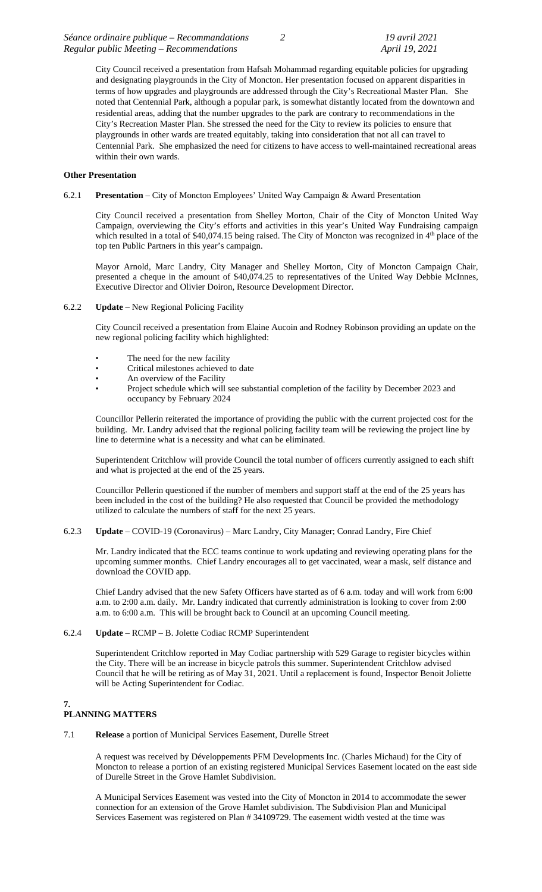City Council received a presentation from Hafsah Mohammad regarding equitable policies for upgrading and designating playgrounds in the City of Moncton. Her presentation focused on apparent disparities in terms of how upgrades and playgrounds are addressed through the City's Recreational Master Plan. She noted that Centennial Park, although a popular park, is somewhat distantly located from the downtown and residential areas, adding that the number upgrades to the park are contrary to recommendations in the City's Recreation Master Plan. She stressed the need for the City to review its policies to ensure that playgrounds in other wards are treated equitably, taking into consideration that not all can travel to Centennial Park. She emphasized the need for citizens to have access to well-maintained recreational areas within their own wards.

**Other Presentation**

6.2.1 **Presentation** – City of Moncton Employees' United Way Campaign & Award Presentation

City Council received a presentation from Shelley Morton, Chair of the City of Moncton United Way Campaign, overviewing the City's efforts and activities in this year's United Way Fundraising campaign which resulted in a total of $40,074.15 being raised. The City of Moncton was recognized in 4th place of the top ten Public Partners in this year's campaign.

Mayor Arnold, Marc Landry, City Manager and Shelley Morton, City of Moncton Campaign Chair, presented a cheque in the amount of $40,074.25 to representatives of the United Way Debbie McInnes, Executive Director and Olivier Doiron, Resource Development Director.

6.2.2 **Update** – New Regional Policing Facility

City Council received a presentation from Elaine Aucoin and Rodney Robinson providing an update on the new regional policing facility which highlighted:

- The need for the new facility
- Critical milestones achieved to date
- An overview of the Facility
- Project schedule which will see substantial completion of the facility by December 2023 and occupancy by February 2024

Councillor Pellerin reiterated the importance of providing the public with the current projected cost for the building. Mr. Landry advised that the regional policing facility team will be reviewing the project line by line to determine what is a necessity and what can be eliminated.

Superintendent Critchlow will provide Council the total number of officers currently assigned to each shift and what is projected at the end of the 25 years.

Councillor Pellerin questioned if the number of members and support staff at the end of the 25 years has been included in the cost of the building? He also requested that Council be provided the methodology utilized to calculate the numbers of staff for the next 25 years.

6.2.3 **Update** – COVID-19 (Coronavirus) – Marc Landry, City Manager; Conrad Landry, Fire Chief

Mr. Landry indicated that the ECC teams continue to work updating and reviewing operating plans for the upcoming summer months. Chief Landry encourages all to get vaccinated, wear a mask, self distance and download the COVID app.

Chief Landry advised that the new Safety Officers have started as of 6 a.m. today and will work from 6:00 a.m. to 2:00 a.m. daily. Mr. Landry indicated that currently administration is looking to cover from 2:00 a.m. to 6:00 a.m. This will be brought back to Council at an upcoming Council meeting.

6.2.4 **Update** – RCMP – B. Jolette Codiac RCMP Superintendent

Superintendent Critchlow reported in May Codiac partnership with 529 Garage to register bicycles within the City. There will be an increase in bicycle patrols this summer. Superintendent Critchlow advised Council that he will be retiring as of May 31, 2021. Until a replacement is found, Inspector Benoit Joliette will be Acting Superintendent for Codiac.

## 7. PLANNING MATTERS

7.1 **Release** a portion of Municipal Services Easement, Durelle Street

A request was received by Développements PFM Developments Inc. (Charles Michaud) for the City of Moncton to release a portion of an existing registered Municipal Services Easement located on the east side of Durelle Street in the Grove Hamlet Subdivision.

A Municipal Services Easement was vested into the City of Moncton in 2014 to accommodate the sewer connection for an extension of the Grove Hamlet subdivision. The Subdivision Plan and Municipal Services Easement was registered on Plan # 34109729. The easement width vested at the time was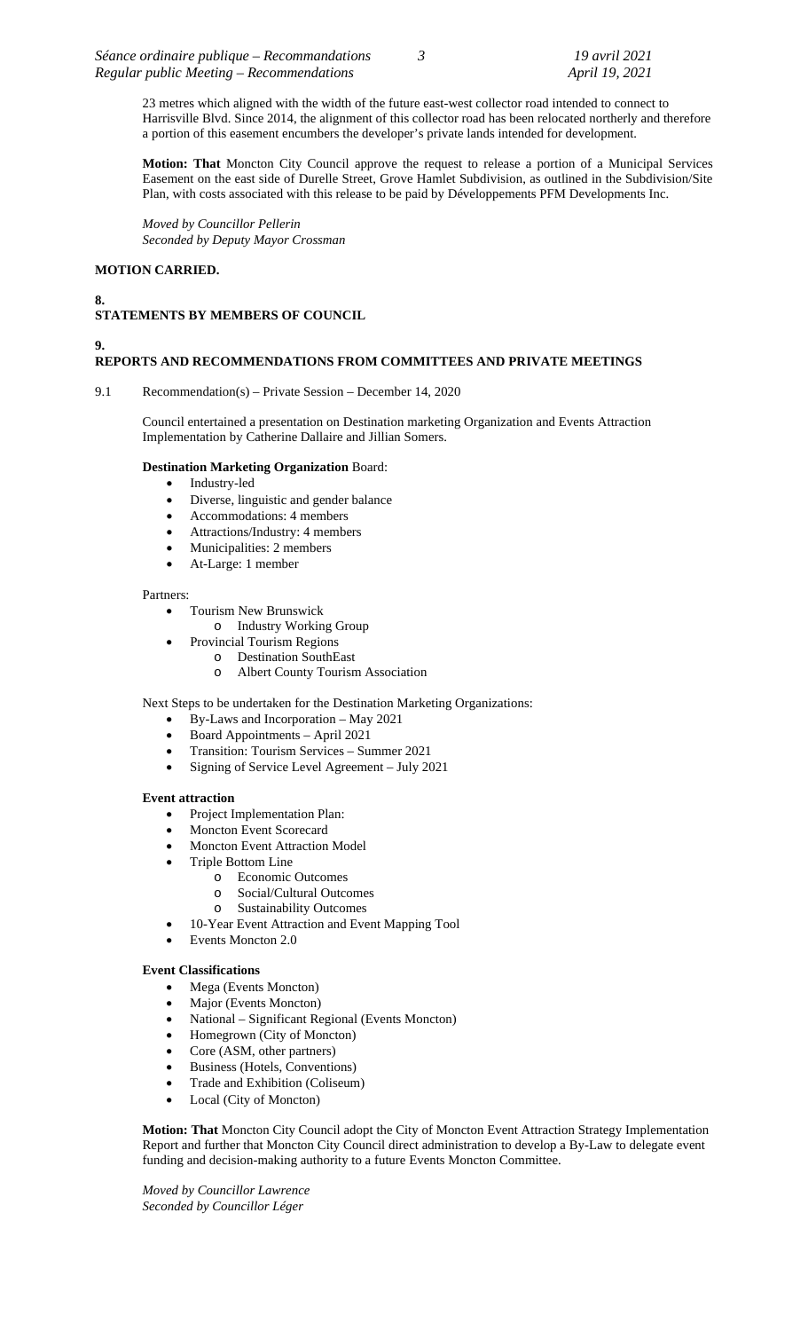23 metres which aligned with the width of the future east-west collector road intended to connect to Harrisville Blvd. Since 2014, the alignment of this collector road has been relocated northerly and therefore a portion of this easement encumbers the developer's private lands intended for development.

**Motion: That** Moncton City Council approve the request to release a portion of a Municipal Services Easement on the east side of Durelle Street, Grove Hamlet Subdivision, as outlined in the Subdivision/Site Plan, with costs associated with this release to be paid by Développements PFM Developments Inc.

*Moved by Councillor Pellerin*
*Seconded by Deputy Mayor Crossman*

**MOTION CARRIED.**

## 8. STATEMENTS BY MEMBERS OF COUNCIL

## 9. REPORTS AND RECOMMENDATIONS FROM COMMITTEES AND PRIVATE MEETINGS

9.1 Recommendation(s) – Private Session – December 14, 2020

Council entertained a presentation on Destination marketing Organization and Events Attraction Implementation by Catherine Dallaire and Jillian Somers.

**Destination Marketing Organization** Board:

- Industry-led
- Diverse, linguistic and gender balance
- Accommodations: 4 members
- Attractions/Industry: 4 members
- Municipalities: 2 members
- At-Large: 1 member

Partners:

- Tourism New Brunswick
  - Industry Working Group
- Provincial Tourism Regions
  - Destination SouthEast
  - Albert County Tourism Association

Next Steps to be undertaken for the Destination Marketing Organizations:

- By-Laws and Incorporation – May 2021
- Board Appointments – April 2021
- Transition: Tourism Services – Summer 2021
- Signing of Service Level Agreement – July 2021

**Event attraction**

- Project Implementation Plan:
- Moncton Event Scorecard
- Moncton Event Attraction Model
- Triple Bottom Line
  - Economic Outcomes
  - Social/Cultural Outcomes
  - Sustainability Outcomes
- 10-Year Event Attraction and Event Mapping Tool
- Events Moncton 2.0

**Event Classifications**

- Mega (Events Moncton)
- Major (Events Moncton)
- National – Significant Regional (Events Moncton)
- Homegrown (City of Moncton)
- Core (ASM, other partners)
- Business (Hotels, Conventions)
- Trade and Exhibition (Coliseum)
- Local (City of Moncton)

**Motion: That** Moncton City Council adopt the City of Moncton Event Attraction Strategy Implementation Report and further that Moncton City Council direct administration to develop a By-Law to delegate event funding and decision-making authority to a future Events Moncton Committee.

*Moved by Councillor Lawrence*
*Seconded by Councillor Léger*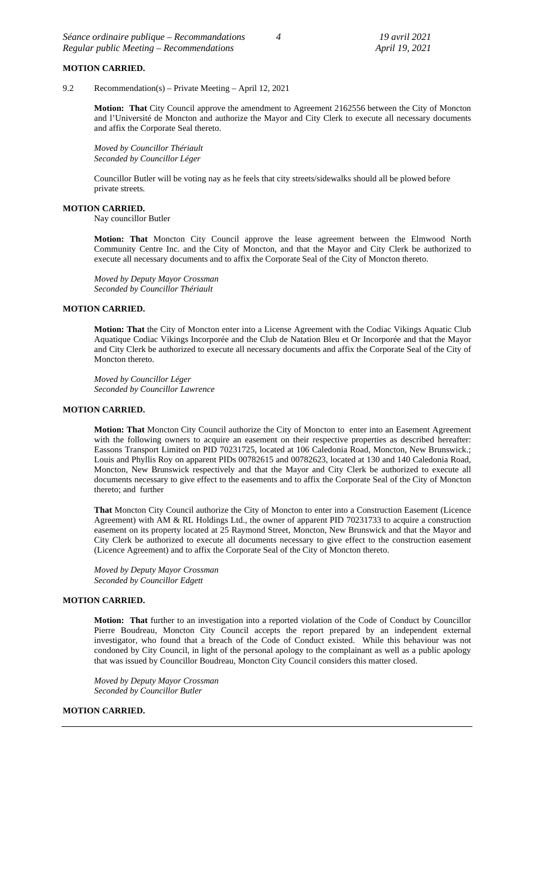**MOTION CARRIED.**

9.2 Recommendation(s) – Private Meeting – April 12, 2021

**Motion: That** City Council approve the amendment to Agreement 2162556 between the City of Moncton and l'Université de Moncton and authorize the Mayor and City Clerk to execute all necessary documents and affix the Corporate Seal thereto.

*Moved by Councillor Thériault*
*Seconded by Councillor Léger*

Councillor Butler will be voting nay as he feels that city streets/sidewalks should all be plowed before private streets.

**MOTION CARRIED.**
Nay councillor Butler

**Motion: That** Moncton City Council approve the lease agreement between the Elmwood North Community Centre Inc. and the City of Moncton, and that the Mayor and City Clerk be authorized to execute all necessary documents and to affix the Corporate Seal of the City of Moncton thereto.

*Moved by Deputy Mayor Crossman*
*Seconded by Councillor Thériault*

**MOTION CARRIED.**

**Motion: That** the City of Moncton enter into a License Agreement with the Codiac Vikings Aquatic Club Aquatique Codiac Vikings Incorporée and the Club de Natation Bleu et Or Incorporée and that the Mayor and City Clerk be authorized to execute all necessary documents and affix the Corporate Seal of the City of Moncton thereto.

*Moved by Councillor Léger*
*Seconded by Councillor Lawrence*

**MOTION CARRIED.**

**Motion: That** Moncton City Council authorize the City of Moncton to enter into an Easement Agreement with the following owners to acquire an easement on their respective properties as described hereafter: Eassons Transport Limited on PID 70231725, located at 106 Caledonia Road, Moncton, New Brunswick.; Louis and Phyllis Roy on apparent PIDs 00782615 and 00782623, located at 130 and 140 Caledonia Road, Moncton, New Brunswick respectively and that the Mayor and City Clerk be authorized to execute all documents necessary to give effect to the easements and to affix the Corporate Seal of the City of Moncton thereto; and further

**That** Moncton City Council authorize the City of Moncton to enter into a Construction Easement (Licence Agreement) with AM & RL Holdings Ltd., the owner of apparent PID 70231733 to acquire a construction easement on its property located at 25 Raymond Street, Moncton, New Brunswick and that the Mayor and City Clerk be authorized to execute all documents necessary to give effect to the construction easement (Licence Agreement) and to affix the Corporate Seal of the City of Moncton thereto.

*Moved by Deputy Mayor Crossman*
*Seconded by Councillor Edgett*

**MOTION CARRIED.**

**Motion: That** further to an investigation into a reported violation of the Code of Conduct by Councillor Pierre Boudreau, Moncton City Council accepts the report prepared by an independent external investigator, who found that a breach of the Code of Conduct existed. While this behaviour was not condoned by City Council, in light of the personal apology to the complainant as well as a public apology that was issued by Councillor Boudreau, Moncton City Council considers this matter closed.

*Moved by Deputy Mayor Crossman*
*Seconded by Councillor Butler*

**MOTION CARRIED.**

---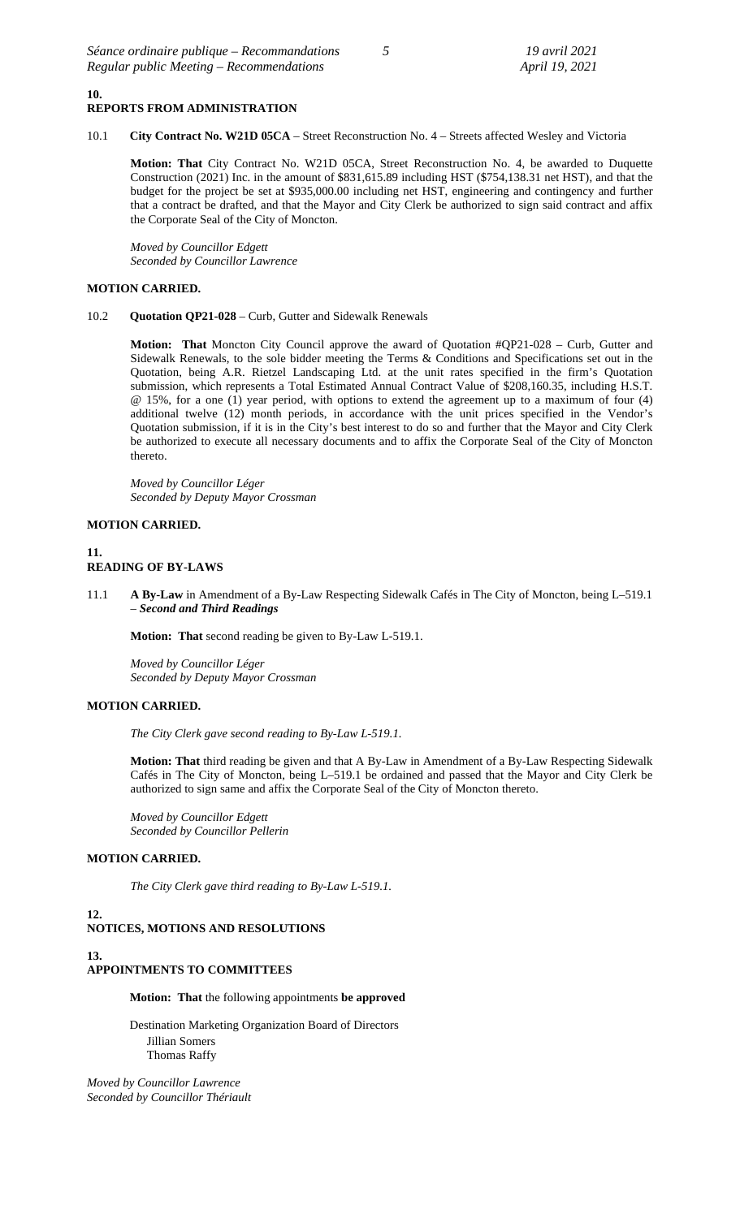## 10. REPORTS FROM ADMINISTRATION

10.1 **City Contract No. W21D 05CA** – Street Reconstruction No. 4 – Streets affected Wesley and Victoria

**Motion: That** City Contract No. W21D 05CA, Street Reconstruction No. 4, be awarded to Duquette Construction (2021) Inc. in the amount of $831,615.89 including HST ($754,138.31 net HST), and that the budget for the project be set at $935,000.00 including net HST, engineering and contingency and further that a contract be drafted, and that the Mayor and City Clerk be authorized to sign said contract and affix the Corporate Seal of the City of Moncton.

*Moved by Councillor Edgett*
*Seconded by Councillor Lawrence*

**MOTION CARRIED.**

10.2 **Quotation QP21-028** – Curb, Gutter and Sidewalk Renewals

**Motion: That** Moncton City Council approve the award of Quotation #QP21-028 – Curb, Gutter and Sidewalk Renewals, to the sole bidder meeting the Terms & Conditions and Specifications set out in the Quotation, being A.R. Rietzel Landscaping Ltd. at the unit rates specified in the firm's Quotation submission, which represents a Total Estimated Annual Contract Value of $208,160.35, including H.S.T. @ 15%, for a one (1) year period, with options to extend the agreement up to a maximum of four (4) additional twelve (12) month periods, in accordance with the unit prices specified in the Vendor's Quotation submission, if it is in the City's best interest to do so and further that the Mayor and City Clerk be authorized to execute all necessary documents and to affix the Corporate Seal of the City of Moncton thereto.

*Moved by Councillor Léger*
*Seconded by Deputy Mayor Crossman*

**MOTION CARRIED.**

## 11. READING OF BY-LAWS

11.1 **A By-Law** in Amendment of a By-Law Respecting Sidewalk Cafés in The City of Moncton, being L–519.1 – ***Second and Third Readings***

**Motion: That** second reading be given to By-Law L-519.1.

*Moved by Councillor Léger*
*Seconded by Deputy Mayor Crossman*

**MOTION CARRIED.**

*The City Clerk gave second reading to By-Law L-519.1.*

**Motion: That** third reading be given and that A By-Law in Amendment of a By-Law Respecting Sidewalk Cafés in The City of Moncton, being L–519.1 be ordained and passed that the Mayor and City Clerk be authorized to sign same and affix the Corporate Seal of the City of Moncton thereto.

*Moved by Councillor Edgett*
*Seconded by Councillor Pellerin*

**MOTION CARRIED.**

*The City Clerk gave third reading to By-Law L-519.1.*

## 12. NOTICES, MOTIONS AND RESOLUTIONS

## 13. APPOINTMENTS TO COMMITTEES

**Motion: That** the following appointments **be approved**

Destination Marketing Organization Board of Directors
Jillian Somers
Thomas Raffy

*Moved by Councillor Lawrence*
*Seconded by Councillor Thériault*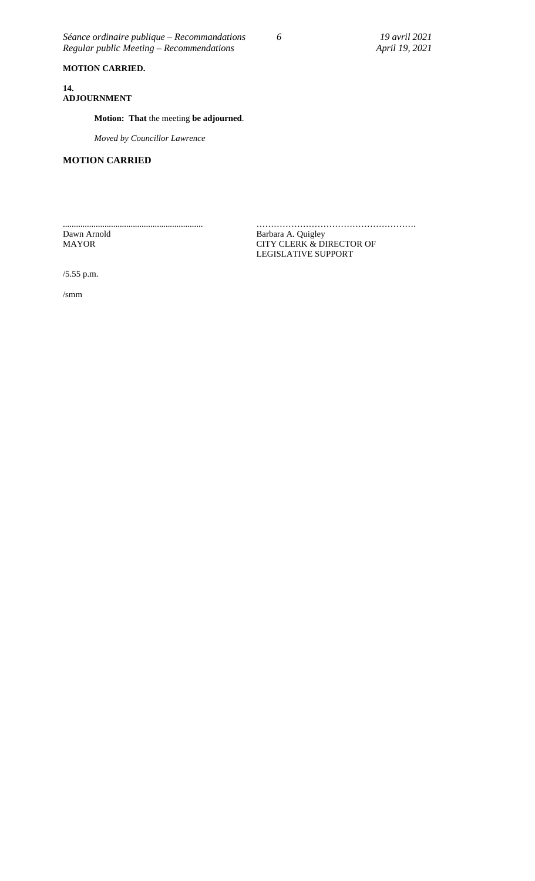**MOTION CARRIED.**

**14.**
**ADJOURNMENT**

**Motion: That** the meeting **be adjourned**.

*Moved by Councillor Lawrence*

**MOTION CARRIED**

| | |
|---|---|
| ............................................................... | ………………………………………………. |
| Dawn Arnold | Barbara A. Quigley |
| MAYOR | CITY CLERK & DIRECTOR OF LEGISLATIVE SUPPORT |

/5.55 p.m.

/smm